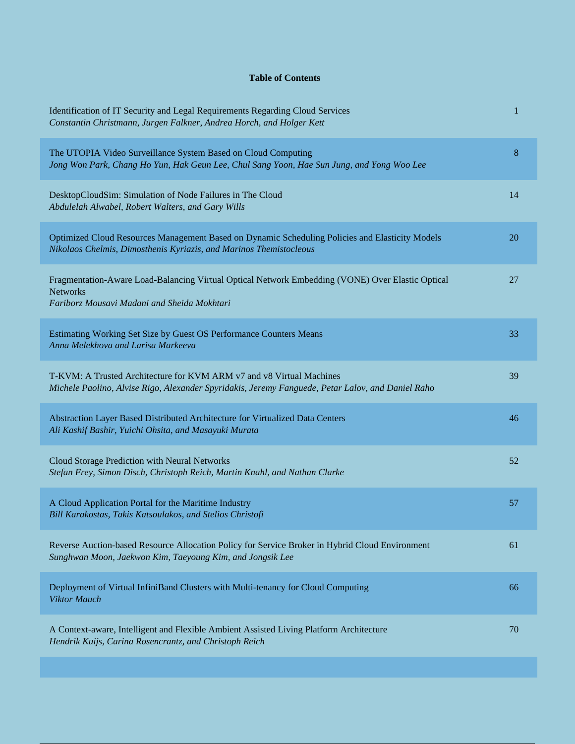**Table of Contents**

| Title / Authors | Page |
| --- | --- |
| Identification of IT Security and Legal Requirements Regarding Cloud Services<br>*Constantin Christmann, Jurgen Falkner, Andrea Horch, and Holger Kett* | 1 |
| The UTOPIA Video Surveillance System Based on Cloud Computing<br>*Jong Won Park, Chang Ho Yun, Hak Geun Lee, Chul Sang Yoon, Hae Sun Jung, and Yong Woo Lee* | 8 |
| DesktopCloudSim: Simulation of Node Failures in The Cloud<br>*Abdulelah Alwabel, Robert Walters, and Gary Wills* | 14 |
| Optimized Cloud Resources Management Based on Dynamic Scheduling Policies and Elasticity Models<br>*Nikolaos Chelmis, Dimosthenis Kyriazis, and Marinos Themistocleous* | 20 |
| Fragmentation-Aware Load-Balancing Virtual Optical Network Embedding (VONE) Over Elastic Optical Networks<br>*Fariborz Mousavi Madani and Sheida Mokhtari* | 27 |
| Estimating Working Set Size by Guest OS Performance Counters Means<br>*Anna Melekhova and Larisa Markeeva* | 33 |
| T-KVM: A Trusted Architecture for KVM ARM v7 and v8 Virtual Machines<br>*Michele Paolino, Alvise Rigo, Alexander Spyridakis, Jeremy Fanguede, Petar Lalov, and Daniel Raho* | 39 |
| Abstraction Layer Based Distributed Architecture for Virtualized Data Centers<br>*Ali Kashif Bashir, Yuichi Ohsita, and Masayuki Murata* | 46 |
| Cloud Storage Prediction with Neural Networks<br>*Stefan Frey, Simon Disch, Christoph Reich, Martin Knahl, and Nathan Clarke* | 52 |
| A Cloud Application Portal for the Maritime Industry<br>*Bill Karakostas, Takis Katsoulakos, and Stelios Christofi* | 57 |
| Reverse Auction-based Resource Allocation Policy for Service Broker in Hybrid Cloud Environment<br>*Sunghwan Moon, Jaekwon Kim, Taeyoung Kim, and Jongsik Lee* | 61 |
| Deployment of Virtual InfiniBand Clusters with Multi-tenancy for Cloud Computing<br>*Viktor Mauch* | 66 |
| A Context-aware, Intelligent and Flexible Ambient Assisted Living Platform Architecture<br>*Hendrik Kuijs, Carina Rosencrantz, and Christoph Reich* | 70 |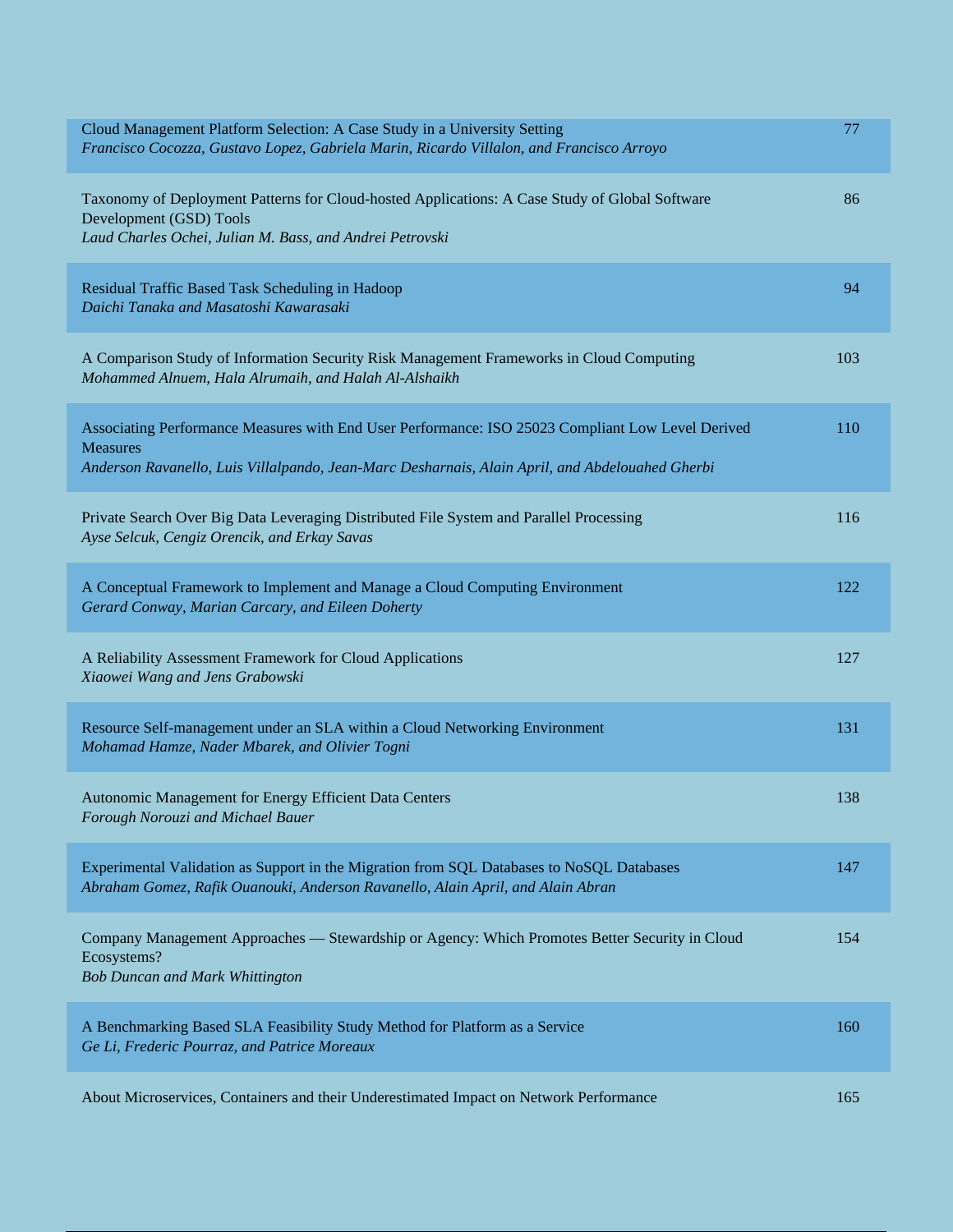| | |
|---|---|
| Cloud Management Platform Selection: A Case Study in a University Setting<br>*Francisco Cocozza, Gustavo Lopez, Gabriela Marin, Ricardo Villalon, and Francisco Arroyo* | 77 |
| Taxonomy of Deployment Patterns for Cloud-hosted Applications: A Case Study of Global Software Development (GSD) Tools<br>*Laud Charles Ochei, Julian M. Bass, and Andrei Petrovski* | 86 |
| Residual Traffic Based Task Scheduling in Hadoop<br>*Daichi Tanaka and Masatoshi Kawarasaki* | 94 |
| A Comparison Study of Information Security Risk Management Frameworks in Cloud Computing<br>*Mohammed Alnuem, Hala Alrumaih, and Halah Al-Alshaikh* | 103 |
| Associating Performance Measures with End User Performance: ISO 25023 Compliant Low Level Derived Measures<br>*Anderson Ravanello, Luis Villalpando, Jean-Marc Desharnais, Alain April, and Abdelouahed Gherbi* | 110 |
| Private Search Over Big Data Leveraging Distributed File System and Parallel Processing<br>*Ayse Selcuk, Cengiz Orencik, and Erkay Savas* | 116 |
| A Conceptual Framework to Implement and Manage a Cloud Computing Environment<br>*Gerard Conway, Marian Carcary, and Eileen Doherty* | 122 |
| A Reliability Assessment Framework for Cloud Applications<br>*Xiaowei Wang and Jens Grabowski* | 127 |
| Resource Self-management under an SLA within a Cloud Networking Environment<br>*Mohamad Hamze, Nader Mbarek, and Olivier Togni* | 131 |
| Autonomic Management for Energy Efficient Data Centers<br>*Forough Norouzi and Michael Bauer* | 138 |
| Experimental Validation as Support in the Migration from SQL Databases to NoSQL Databases<br>*Abraham Gomez, Rafik Ouanouki, Anderson Ravanello, Alain April, and Alain Abran* | 147 |
| Company Management Approaches — Stewardship or Agency: Which Promotes Better Security in Cloud Ecosystems?<br>*Bob Duncan and Mark Whittington* | 154 |
| A Benchmarking Based SLA Feasibility Study Method for Platform as a Service<br>*Ge Li, Frederic Pourraz, and Patrice Moreaux* | 160 |
| About Microservices, Containers and their Underestimated Impact on Network Performance | 165 |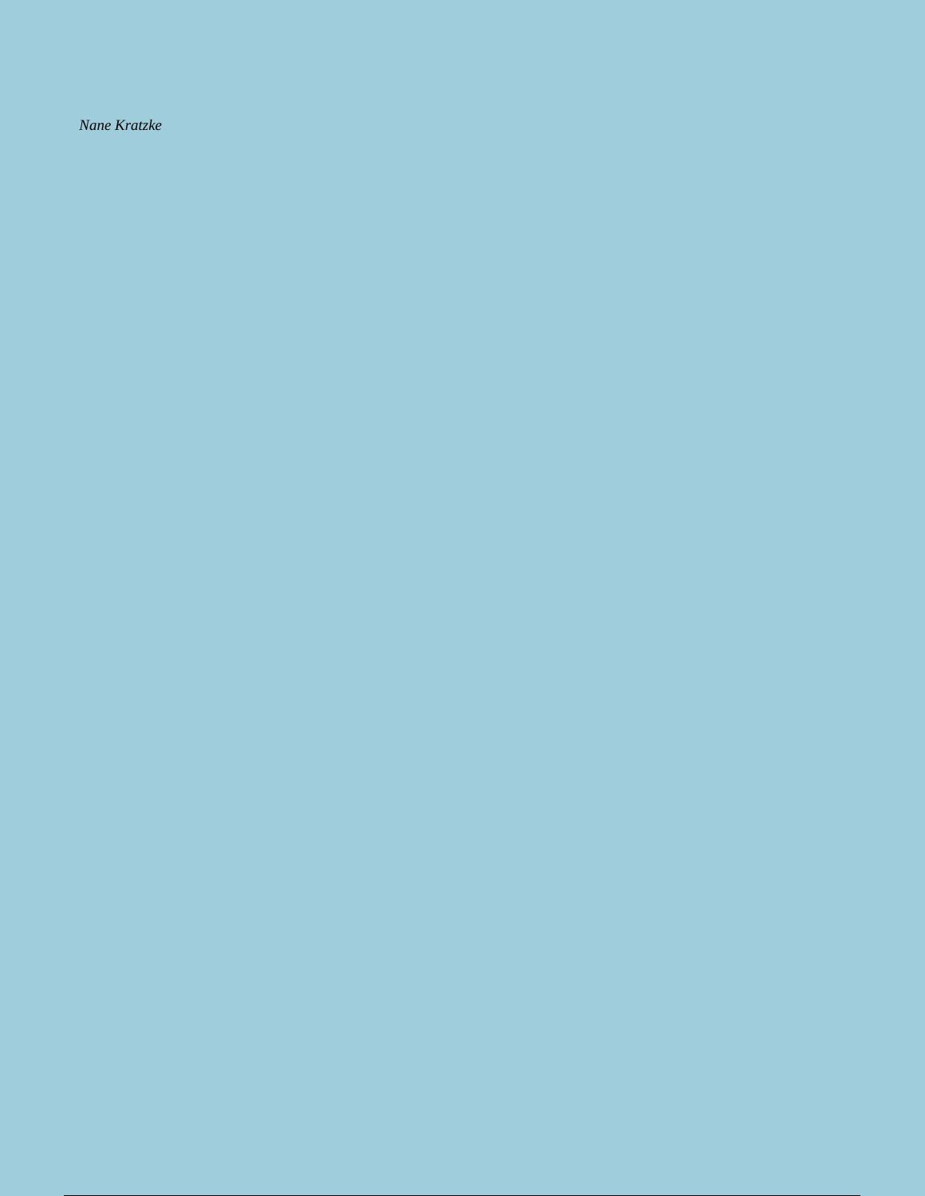*Nane Kratzke*